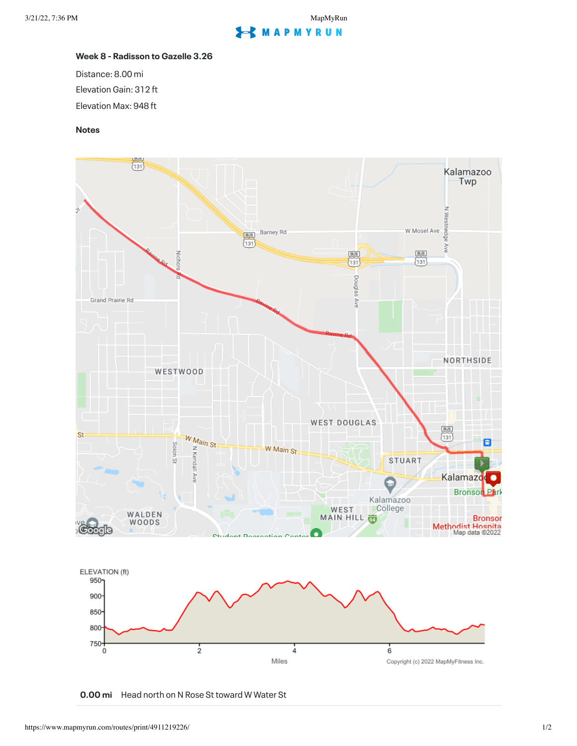### Week 8 - Radisson to Gazelle 3.26

Distance: 8.00 mi

Elevation Gain: 312 ft

Elevation Max: 948 ft

**Notes**

**0.00 mi** Head north on N Rose St toward W Water St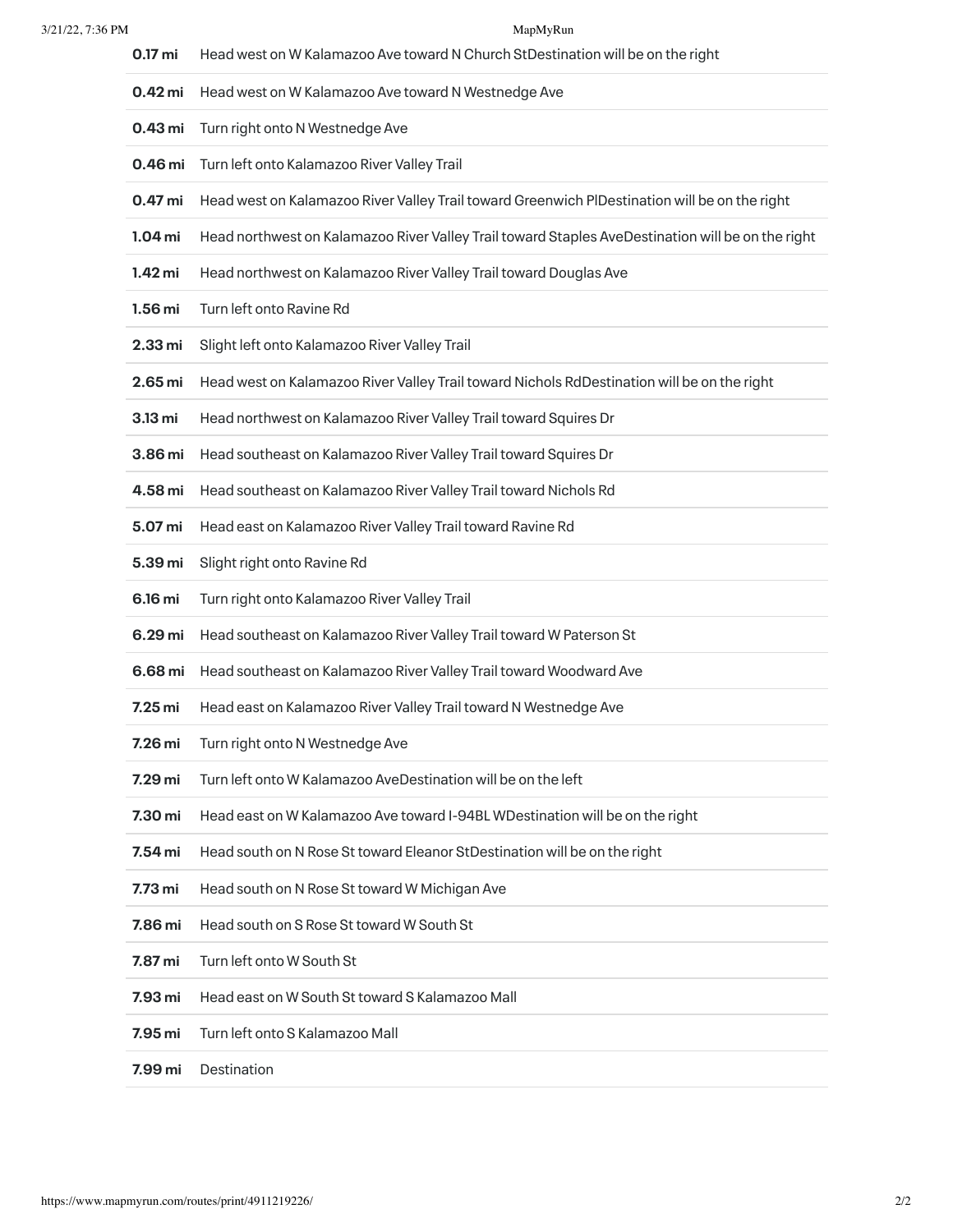| | |
|---|---|
| **0.17 mi** | Head west on W Kalamazoo Ave toward N Church StDestination will be on the right |
| **0.42 mi** | Head west on W Kalamazoo Ave toward N Westnedge Ave |
| **0.43 mi** | Turn right onto N Westnedge Ave |
| **0.46 mi** | Turn left onto Kalamazoo River Valley Trail |
| **0.47 mi** | Head west on Kalamazoo River Valley Trail toward Greenwich PlDestination will be on the right |
| **1.04 mi** | Head northwest on Kalamazoo River Valley Trail toward Staples AveDestination will be on the right |
| **1.42 mi** | Head northwest on Kalamazoo River Valley Trail toward Douglas Ave |
| **1.56 mi** | Turn left onto Ravine Rd |
| **2.33 mi** | Slight left onto Kalamazoo River Valley Trail |
| **2.65 mi** | Head west on Kalamazoo River Valley Trail toward Nichols RdDestination will be on the right |
| **3.13 mi** | Head northwest on Kalamazoo River Valley Trail toward Squires Dr |
| **3.86 mi** | Head southeast on Kalamazoo River Valley Trail toward Squires Dr |
| **4.58 mi** | Head southeast on Kalamazoo River Valley Trail toward Nichols Rd |
| **5.07 mi** | Head east on Kalamazoo River Valley Trail toward Ravine Rd |
| **5.39 mi** | Slight right onto Ravine Rd |
| **6.16 mi** | Turn right onto Kalamazoo River Valley Trail |
| **6.29 mi** | Head southeast on Kalamazoo River Valley Trail toward W Paterson St |
| **6.68 mi** | Head southeast on Kalamazoo River Valley Trail toward Woodward Ave |
| **7.25 mi** | Head east on Kalamazoo River Valley Trail toward N Westnedge Ave |
| **7.26 mi** | Turn right onto N Westnedge Ave |
| **7.29 mi** | Turn left onto W Kalamazoo AveDestination will be on the left |
| **7.30 mi** | Head east on W Kalamazoo Ave toward I-94BL WDestination will be on the right |
| **7.54 mi** | Head south on N Rose St toward Eleanor StDestination will be on the right |
| **7.73 mi** | Head south on N Rose St toward W Michigan Ave |
| **7.86 mi** | Head south on S Rose St toward W South St |
| **7.87 mi** | Turn left onto W South St |
| **7.93 mi** | Head east on W South St toward S Kalamazoo Mall |
| **7.95 mi** | Turn left onto S Kalamazoo Mall |
| **7.99 mi** | Destination |